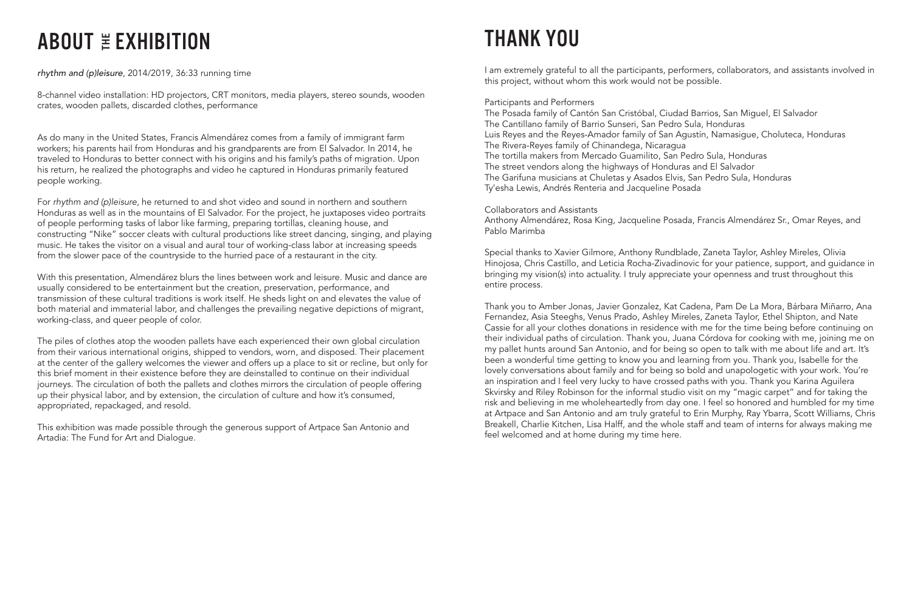# ABOUT THE EXHIBITION

*rhythm and (p)leisure*, 2014/2019, 36:33 running time

8-channel video installation: HD projectors, CRT monitors, media players, stereo sounds, wooden crates, wooden pallets, discarded clothes, performance

As do many in the United States, Francis Almendárez comes from a family of immigrant farm workers; his parents hail from Honduras and his grandparents are from El Salvador. In 2014, he traveled to Honduras to better connect with his origins and his family's paths of migration. Upon his return, he realized the photographs and video he captured in Honduras primarily featured people working.

For *rhythm and (p)leisure*, he returned to and shot video and sound in northern and southern Honduras as well as in the mountains of El Salvador. For the project, he juxtaposes video portraits of people performing tasks of labor like farming, preparing tortillas, cleaning house, and constructing "Nike" soccer cleats with cultural productions like street dancing, singing, and playing music. He takes the visitor on a visual and aural tour of working-class labor at increasing speeds from the slower pace of the countryside to the hurried pace of a restaurant in the city.

With this presentation, Almendárez blurs the lines between work and leisure. Music and dance are usually considered to be entertainment but the creation, preservation, performance, and transmission of these cultural traditions is work itself. He sheds light on and elevates the value of both material and immaterial labor, and challenges the prevailing negative depictions of migrant, working-class, and queer people of color.

The piles of clothes atop the wooden pallets have each experienced their own global circulation from their various international origins, shipped to vendors, worn, and disposed. Their placement at the center of the gallery welcomes the viewer and offers up a place to sit or recline, but only for this brief moment in their existence before they are deinstalled to continue on their individual journeys. The circulation of both the pallets and clothes mirrors the circulation of people offering up their physical labor, and by extension, the circulation of culture and how it's consumed, appropriated, repackaged, and resold.

This exhibition was made possible through the generous support of Artpace San Antonio and Artadia: The Fund for Art and Dialogue.

# THANK YOU

I am extremely grateful to all the participants, performers, collaborators, and assistants involved in this project, without whom this work would not be possible.

Participants and Performers
The Posada family of Cantón San Cristóbal, Ciudad Barrios, San Miguel, El Salvador
The Cantillano family of Barrio Sunseri, San Pedro Sula, Honduras
Luis Reyes and the Reyes-Amador family of San Agustín, Namasigue, Choluteca, Honduras
The Rivera-Reyes family of Chinandega, Nicaragua
The tortilla makers from Mercado Guamilito, San Pedro Sula, Honduras
The street vendors along the highways of Honduras and El Salvador
The Garifuna musicians at Chuletas y Asados Elvis, San Pedro Sula, Honduras
Ty'esha Lewis, Andrés Renteria and Jacqueline Posada

Collaborators and Assistants
Anthony Almendárez, Rosa King, Jacqueline Posada, Francis Almendárez Sr., Omar Reyes, and Pablo Marimba

Special thanks to Xavier Gilmore, Anthony Rundblade, Zaneta Taylor, Ashley Mireles, Olivia Hinojosa, Chris Castillo, and Leticia Rocha-Zivadinovic for your patience, support, and guidance in bringing my vision(s) into actuality. I truly appreciate your openness and trust throughout this entire process.

Thank you to Amber Jonas, Javier Gonzalez, Kat Cadena, Pam De La Mora, Bárbara Miñarro, Ana Fernandez, Asia Steeghs, Venus Prado, Ashley Mireles, Zaneta Taylor, Ethel Shipton, and Nate Cassie for all your clothes donations in residence with me for the time being before continuing on their individual paths of circulation. Thank you, Juana Córdova for cooking with me, joining me on my pallet hunts around San Antonio, and for being so open to talk with me about life and art. It's been a wonderful time getting to know you and learning from you. Thank you, Isabelle for the lovely conversations about family and for being so bold and unapologetic with your work. You're an inspiration and I feel very lucky to have crossed paths with you. Thank you Karina Aguilera Skvirsky and Riley Robinson for the informal studio visit on my "magic carpet" and for taking the risk and believing in me wholeheartedly from day one. I feel so honored and humbled for my time at Artpace and San Antonio and am truly grateful to Erin Murphy, Ray Ybarra, Scott Williams, Chris Breakell, Charlie Kitchen, Lisa Halff, and the whole staff and team of interns for always making me feel welcomed and at home during my time here.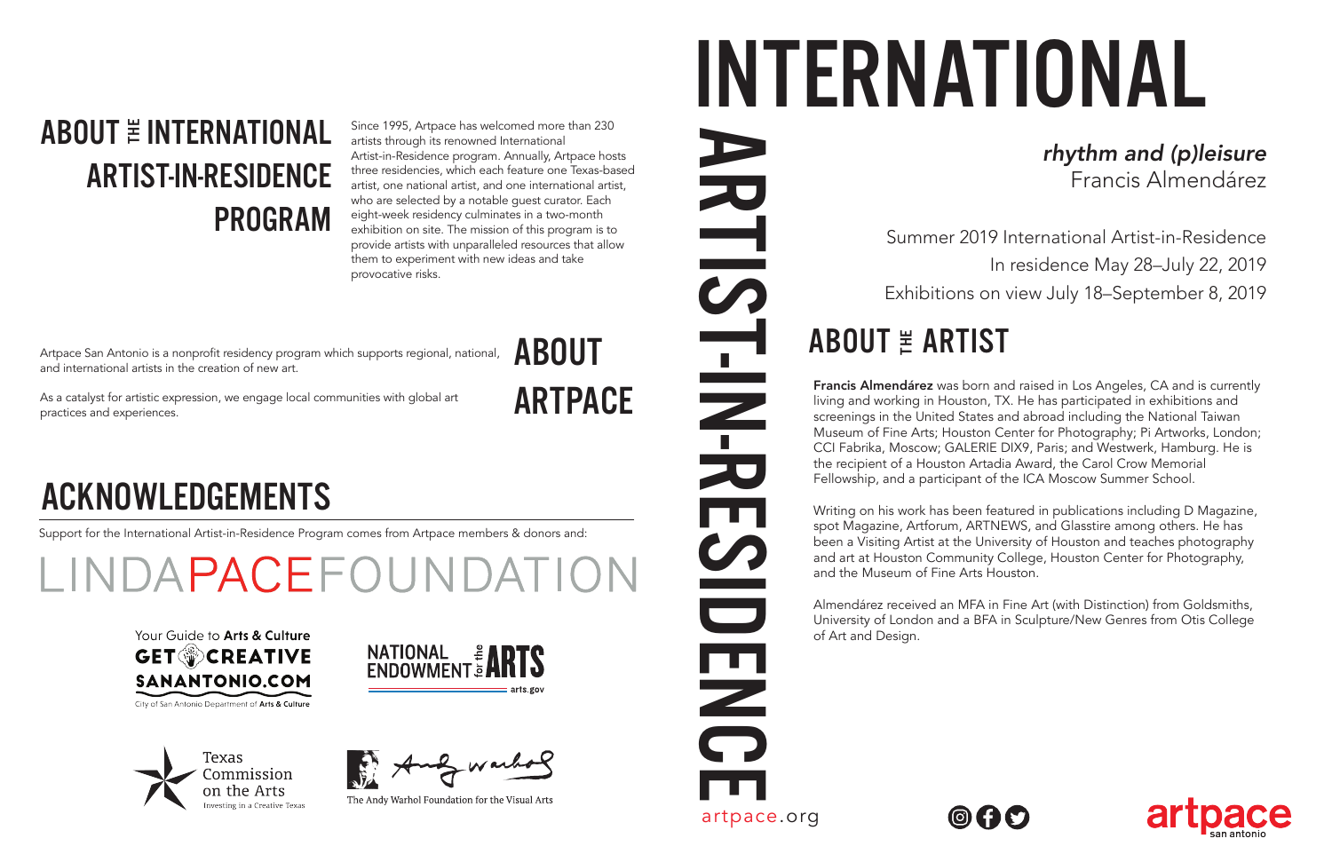# INTERNATIONAL ARTIST-IN-RESIDENCE

*rhythm and (p)leisure*
Francis Almendárez

Summer 2019 International Artist-in-Residence
In residence May 28–July 22, 2019
Exhibitions on view July 18–September 8, 2019

## ABOUT THE ARTIST

**Francis Almendárez** was born and raised in Los Angeles, CA and is currently living and working in Houston, TX. He has participated in exhibitions and screenings in the United States and abroad including the National Taiwan Museum of Fine Arts; Houston Center for Photography; Pi Artworks, London; CCI Fabrika, Moscow; GALERIE DIX9, Paris; and Westwerk, Hamburg. He is the recipient of a Houston Artadia Award, the Carol Crow Memorial Fellowship, and a participant of the ICA Moscow Summer School.

Writing on his work has been featured in publications including D Magazine, spot Magazine, Artforum, ARTNEWS, and Glasstire among others. He has been a Visiting Artist at the University of Houston and teaches photography and art at Houston Community College, Houston Center for Photography, and the Museum of Fine Arts Houston.

Almendárez received an MFA in Fine Art (with Distinction) from Goldsmiths, University of London and a BFA in Sculpture/New Genres from Otis College of Art and Design.

## ABOUT THE INTERNATIONAL ARTIST-IN-RESIDENCE PROGRAM

Since 1995, Artpace has welcomed more than 230 artists through its renowned International Artist-in-Residence program. Annually, Artpace hosts three residencies, which each feature one Texas-based artist, one national artist, and one international artist, who are selected by a notable guest curator. Each eight-week residency culminates in a two-month exhibition on site. The mission of this program is to provide artists with unparalleled resources that allow them to experiment with new ideas and take provocative risks.

## ABOUT ARTPACE

Artpace San Antonio is a nonprofit residency program which supports regional, national, and international artists in the creation of new art.

As a catalyst for artistic expression, we engage local communities with global art practices and experiences.

## ACKNOWLEDGEMENTS

Support for the International Artist-in-Residence Program comes from Artpace members & donors and:

LINDAPACEFOUNDATION

Your Guide to Arts & Culture GETCREATIVESANANTONIO.COM City of San Antonio Department of Arts & Culture

NATIONAL ENDOWMENT for the ARTS arts.gov

Texas Commission on the Arts Investing in a Creative Texas

The Andy Warhol Foundation for the Visual Arts

artpace.org

artpace san antonio